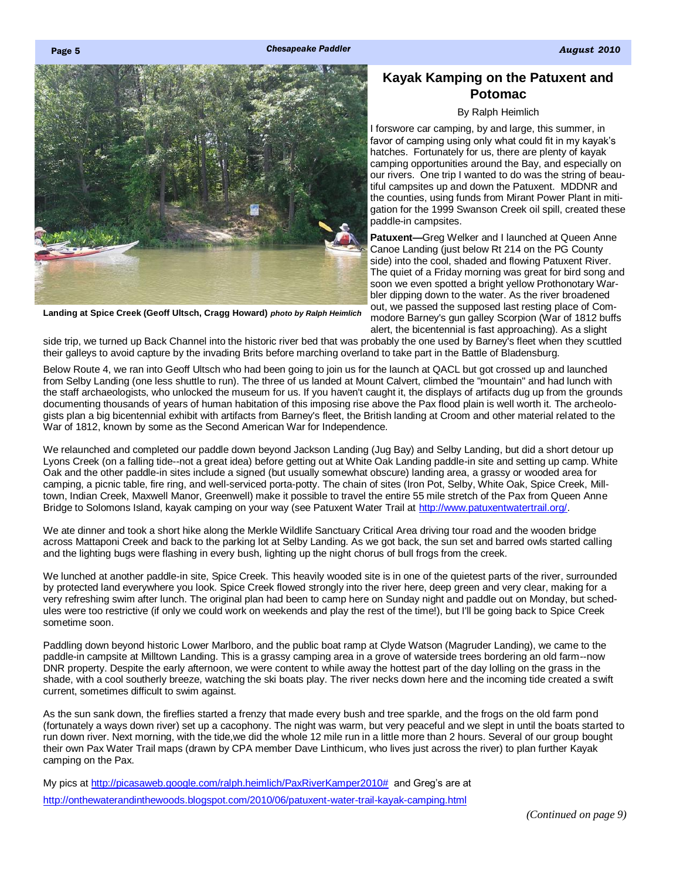# Kayak Kamping on the Patuxent and Potomac

By Ralph Heimlich

Landing at Spice Creek (Geoff Ultsch, Cragg Howard) *photo by Ralph Heimlich*

I forswore car camping, by and large, this summer, in favor of camping using only what could fit in my kayak's hatches. Fortunately for us, there are plenty of kayak camping opportunities around the Bay, and especially on our rivers. One trip I wanted to do was the string of beautiful campsites up and down the Patuxent. MDDNR and the counties, using funds from Mirant Power Plant in mitigation for the 1999 Swanson Creek oil spill, created these paddle-in campsites.

**Patuxent—**Greg Welker and I launched at Queen Anne Canoe Landing (just below Rt 214 on the PG County side) into the cool, shaded and flowing Patuxent River. The quiet of a Friday morning was great for bird song and soon we even spotted a bright yellow Prothonotary Warbler dipping down to the water. As the river broadened out, we passed the supposed last resting place of Commodore Barney's gun galley Scorpion (War of 1812 buffs alert, the bicentennial is fast approaching). As a slight side trip, we turned up Back Channel into the historic river bed that was probably the one used by Barney's fleet when they scuttled their galleys to avoid capture by the invading Brits before marching overland to take part in the Battle of Bladensburg.

Below Route 4, we ran into Geoff Ultsch who had been going to join us for the launch at QACL but got crossed up and launched from Selby Landing (one less shuttle to run). The three of us landed at Mount Calvert, climbed the "mountain" and had lunch with the staff archaeologists, who unlocked the museum for us. If you haven't caught it, the displays of artifacts dug up from the grounds documenting thousands of years of human habitation of this imposing rise above the Pax flood plain is well worth it. The archeologists plan a big bicentennial exhibit with artifacts from Barney's fleet, the British landing at Croom and other material related to the War of 1812, known by some as the Second American War for Independence.

We relaunched and completed our paddle down beyond Jackson Landing (Jug Bay) and Selby Landing, but did a short detour up Lyons Creek (on a falling tide--not a great idea) before getting out at White Oak Landing paddle-in site and setting up camp. White Oak and the other paddle-in sites include a signed (but usually somewhat obscure) landing area, a grassy or wooded area for camping, a picnic table, fire ring, and well-serviced porta-potty. The chain of sites (Iron Pot, Selby, White Oak, Spice Creek, Milltown, Indian Creek, Maxwell Manor, Greenwell) make it possible to travel the entire 55 mile stretch of the Pax from Queen Anne Bridge to Solomons Island, kayak camping on your way (see Patuxent Water Trail at http://www.patuxentwatertrail.org/.

We ate dinner and took a short hike along the Merkle Wildlife Sanctuary Critical Area driving tour road and the wooden bridge across Mattaponi Creek and back to the parking lot at Selby Landing. As we got back, the sun set and barred owls started calling and the lighting bugs were flashing in every bush, lighting up the night chorus of bull frogs from the creek.

We lunched at another paddle-in site, Spice Creek. This heavily wooded site is in one of the quietest parts of the river, surrounded by protected land everywhere you look. Spice Creek flowed strongly into the river here, deep green and very clear, making for a very refreshing swim after lunch. The original plan had been to camp here on Sunday night and paddle out on Monday, but schedules were too restrictive (if only we could work on weekends and play the rest of the time!), but I'll be going back to Spice Creek sometime soon.

Paddling down beyond historic Lower Marlboro, and the public boat ramp at Clyde Watson (Magruder Landing), we came to the paddle-in campsite at Milltown Landing. This is a grassy camping area in a grove of waterside trees bordering an old farm--now DNR property. Despite the early afternoon, we were content to while away the hottest part of the day lolling on the grass in the shade, with a cool southerly breeze, watching the ski boats play. The river necks down here and the incoming tide created a swift current, sometimes difficult to swim against.

As the sun sank down, the fireflies started a frenzy that made every bush and tree sparkle, and the frogs on the old farm pond (fortunately a ways down river) set up a cacophony. The night was warm, but very peaceful and we slept in until the boats started to run down river. Next morning, with the tide,we did the whole 12 mile run in a little more than 2 hours. Several of our group bought their own Pax Water Trail maps (drawn by CPA member Dave Linthicum, who lives just across the river) to plan further Kayak camping on the Pax.

My pics at http://picasaweb.google.com/ralph.heimlich/PaxRiverKamper2010# and Greg's are at http://onthewaterandinthewoods.blogspot.com/2010/06/patuxent-water-trail-kayak-camping.html

*(Continued on page 9)*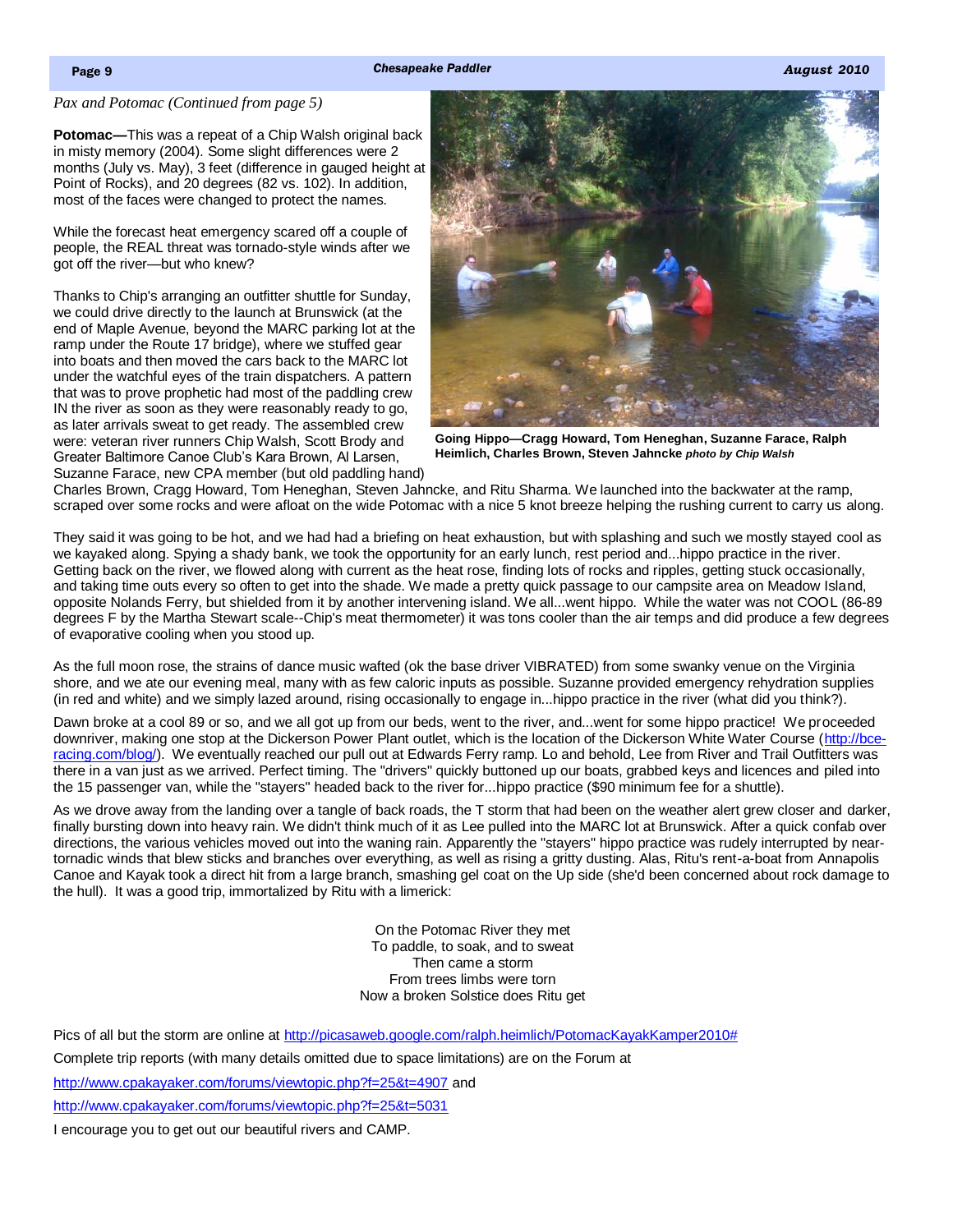*Pax and Potomac (Continued from page 5)*

**Potomac—**This was a repeat of a Chip Walsh original back in misty memory (2004). Some slight differences were 2 months (July vs. May), 3 feet (difference in gauged height at Point of Rocks), and 20 degrees (82 vs. 102). In addition, most of the faces were changed to protect the names.

While the forecast heat emergency scared off a couple of people, the REAL threat was tornado-style winds after we got off the river—but who knew?

Thanks to Chip's arranging an outfitter shuttle for Sunday, we could drive directly to the launch at Brunswick (at the end of Maple Avenue, beyond the MARC parking lot at the ramp under the Route 17 bridge), where we stuffed gear into boats and then moved the cars back to the MARC lot under the watchful eyes of the train dispatchers. A pattern that was to prove prophetic had most of the paddling crew IN the river as soon as they were reasonably ready to go, as later arrivals sweat to get ready. The assembled crew were: veteran river runners Chip Walsh, Scott Brody and Greater Baltimore Canoe Club's Kara Brown, Al Larsen, Suzanne Farace, new CPA member (but old paddling hand) Charles Brown, Cragg Howard, Tom Heneghan, Steven Jahncke, and Ritu Sharma. We launched into the backwater at the ramp, scraped over some rocks and were afloat on the wide Potomac with a nice 5 knot breeze helping the rushing current to carry us along.

**Going Hippo—Cragg Howard, Tom Heneghan, Suzanne Farace, Ralph Heimlich, Charles Brown, Steven Jahncke** ***photo by Chip Walsh***

They said it was going to be hot, and we had had a briefing on heat exhaustion, but with splashing and such we mostly stayed cool as we kayaked along. Spying a shady bank, we took the opportunity for an early lunch, rest period and...hippo practice in the river. Getting back on the river, we flowed along with current as the heat rose, finding lots of rocks and ripples, getting stuck occasionally, and taking time outs every so often to get into the shade. We made a pretty quick passage to our campsite area on Meadow Island, opposite Nolands Ferry, but shielded from it by another intervening island. We all...went hippo. While the water was not COOL (86-89 degrees F by the Martha Stewart scale--Chip's meat thermometer) it was tons cooler than the air temps and did produce a few degrees of evaporative cooling when you stood up.

As the full moon rose, the strains of dance music wafted (ok the base driver VIBRATED) from some swanky venue on the Virginia shore, and we ate our evening meal, many with as few caloric inputs as possible. Suzanne provided emergency rehydration supplies (in red and white) and we simply lazed around, rising occasionally to engage in...hippo practice in the river (what did you think?).

Dawn broke at a cool 89 or so, and we all got up from our beds, went to the river, and...went for some hippo practice! We proceeded downriver, making one stop at the Dickerson Power Plant outlet, which is the location of the Dickerson White Water Course (http://bce-racing.com/blog/). We eventually reached our pull out at Edwards Ferry ramp. Lo and behold, Lee from River and Trail Outfitters was there in a van just as we arrived. Perfect timing. The "drivers" quickly buttoned up our boats, grabbed keys and licences and piled into the 15 passenger van, while the "stayers" headed back to the river for...hippo practice ($90 minimum fee for a shuttle).

As we drove away from the landing over a tangle of back roads, the T storm that had been on the weather alert grew closer and darker, finally bursting down into heavy rain. We didn't think much of it as Lee pulled into the MARC lot at Brunswick. After a quick confab over directions, the various vehicles moved out into the waning rain. Apparently the "stayers" hippo practice was rudely interrupted by near-tornadic winds that blew sticks and branches over everything, as well as rising a gritty dusting. Alas, Ritu's rent-a-boat from Annapolis Canoe and Kayak took a direct hit from a large branch, smashing gel coat on the Up side (she'd been concerned about rock damage to the hull). It was a good trip, immortalized by Ritu with a limerick:

On the Potomac River they met
To paddle, to soak, and to sweat
Then came a storm
From trees limbs were torn
Now a broken Solstice does Ritu get

Pics of all but the storm are online at http://picasaweb.google.com/ralph.heimlich/PotomacKayakKamper2010#

Complete trip reports (with many details omitted due to space limitations) are on the Forum at

http://www.cpakayaker.com/forums/viewtopic.php?f=25&t=4907 and

http://www.cpakayaker.com/forums/viewtopic.php?f=25&t=5031

I encourage you to get out our beautiful rivers and CAMP.